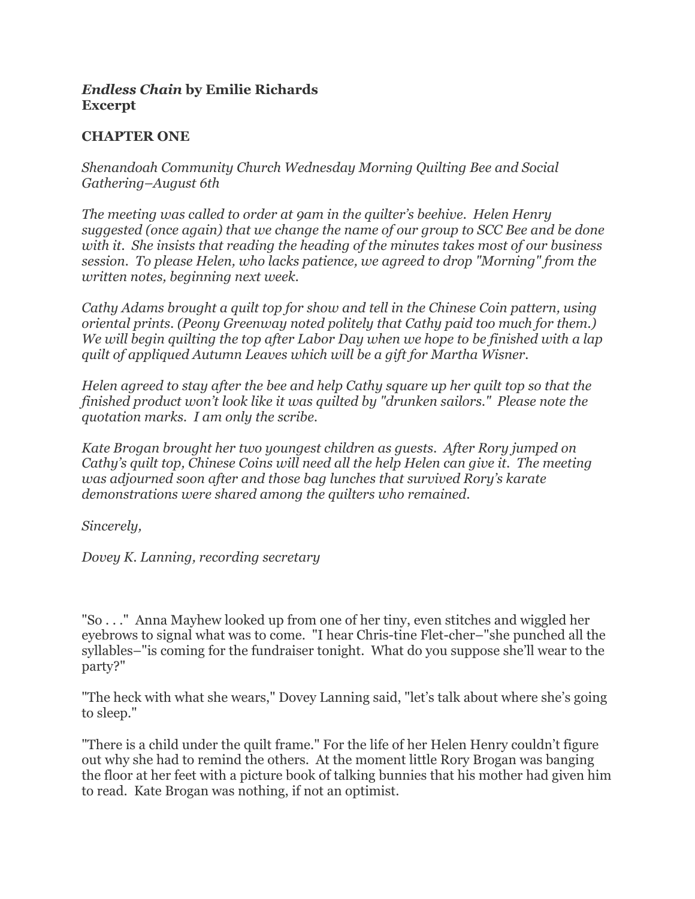***Endless Chain* by Emilie Richards**
**Excerpt**

**CHAPTER ONE**

*Shenandoah Community Church Wednesday Morning Quilting Bee and Social Gathering–August 6th*

*The meeting was called to order at 9am in the quilter's beehive. Helen Henry suggested (once again) that we change the name of our group to SCC Bee and be done with it. She insists that reading the heading of the minutes takes most of our business session. To please Helen, who lacks patience, we agreed to drop "Morning" from the written notes, beginning next week.*

*Cathy Adams brought a quilt top for show and tell in the Chinese Coin pattern, using oriental prints. (Peony Greenway noted politely that Cathy paid too much for them.) We will begin quilting the top after Labor Day when we hope to be finished with a lap quilt of appliqued Autumn Leaves which will be a gift for Martha Wisner.*

*Helen agreed to stay after the bee and help Cathy square up her quilt top so that the finished product won't look like it was quilted by "drunken sailors." Please note the quotation marks. I am only the scribe.*

*Kate Brogan brought her two youngest children as guests. After Rory jumped on Cathy's quilt top, Chinese Coins will need all the help Helen can give it. The meeting was adjourned soon after and those bag lunches that survived Rory's karate demonstrations were shared among the quilters who remained.*

*Sincerely,*

*Dovey K. Lanning, recording secretary*

"So . . ." Anna Mayhew looked up from one of her tiny, even stitches and wiggled her eyebrows to signal what was to come. "I hear Chris-tine Flet-cher–"she punched all the syllables–"is coming for the fundraiser tonight. What do you suppose she'll wear to the party?"

"The heck with what she wears," Dovey Lanning said, "let's talk about where she's going to sleep."

"There is a child under the quilt frame." For the life of her Helen Henry couldn't figure out why she had to remind the others. At the moment little Rory Brogan was banging the floor at her feet with a picture book of talking bunnies that his mother had given him to read. Kate Brogan was nothing, if not an optimist.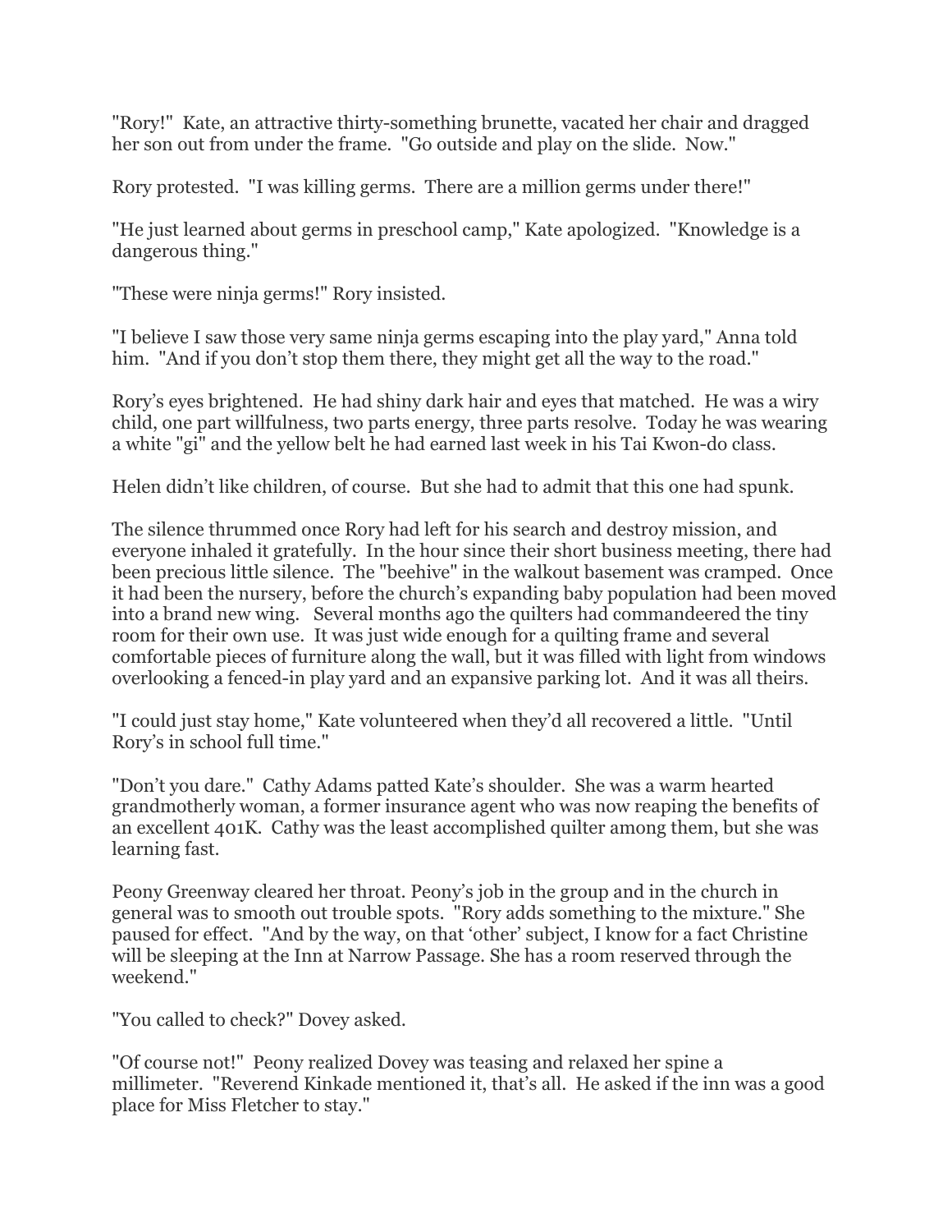"Rory!" Kate, an attractive thirty-something brunette, vacated her chair and dragged her son out from under the frame. "Go outside and play on the slide. Now."

Rory protested. "I was killing germs. There are a million germs under there!"

"He just learned about germs in preschool camp," Kate apologized. "Knowledge is a dangerous thing."

"These were ninja germs!" Rory insisted.

"I believe I saw those very same ninja germs escaping into the play yard," Anna told him. "And if you don't stop them there, they might get all the way to the road."

Rory's eyes brightened. He had shiny dark hair and eyes that matched. He was a wiry child, one part willfulness, two parts energy, three parts resolve. Today he was wearing a white "gi" and the yellow belt he had earned last week in his Tai Kwon-do class.

Helen didn't like children, of course. But she had to admit that this one had spunk.

The silence thrummed once Rory had left for his search and destroy mission, and everyone inhaled it gratefully. In the hour since their short business meeting, there had been precious little silence. The "beehive" in the walkout basement was cramped. Once it had been the nursery, before the church's expanding baby population had been moved into a brand new wing. Several months ago the quilters had commandeered the tiny room for their own use. It was just wide enough for a quilting frame and several comfortable pieces of furniture along the wall, but it was filled with light from windows overlooking a fenced-in play yard and an expansive parking lot. And it was all theirs.

"I could just stay home," Kate volunteered when they'd all recovered a little. "Until Rory's in school full time."

"Don't you dare." Cathy Adams patted Kate's shoulder. She was a warm hearted grandmotherly woman, a former insurance agent who was now reaping the benefits of an excellent 401K. Cathy was the least accomplished quilter among them, but she was learning fast.

Peony Greenway cleared her throat. Peony's job in the group and in the church in general was to smooth out trouble spots. "Rory adds something to the mixture." She paused for effect. "And by the way, on that 'other' subject, I know for a fact Christine will be sleeping at the Inn at Narrow Passage. She has a room reserved through the weekend."

"You called to check?" Dovey asked.

"Of course not!" Peony realized Dovey was teasing and relaxed her spine a millimeter. "Reverend Kinkade mentioned it, that's all. He asked if the inn was a good place for Miss Fletcher to stay."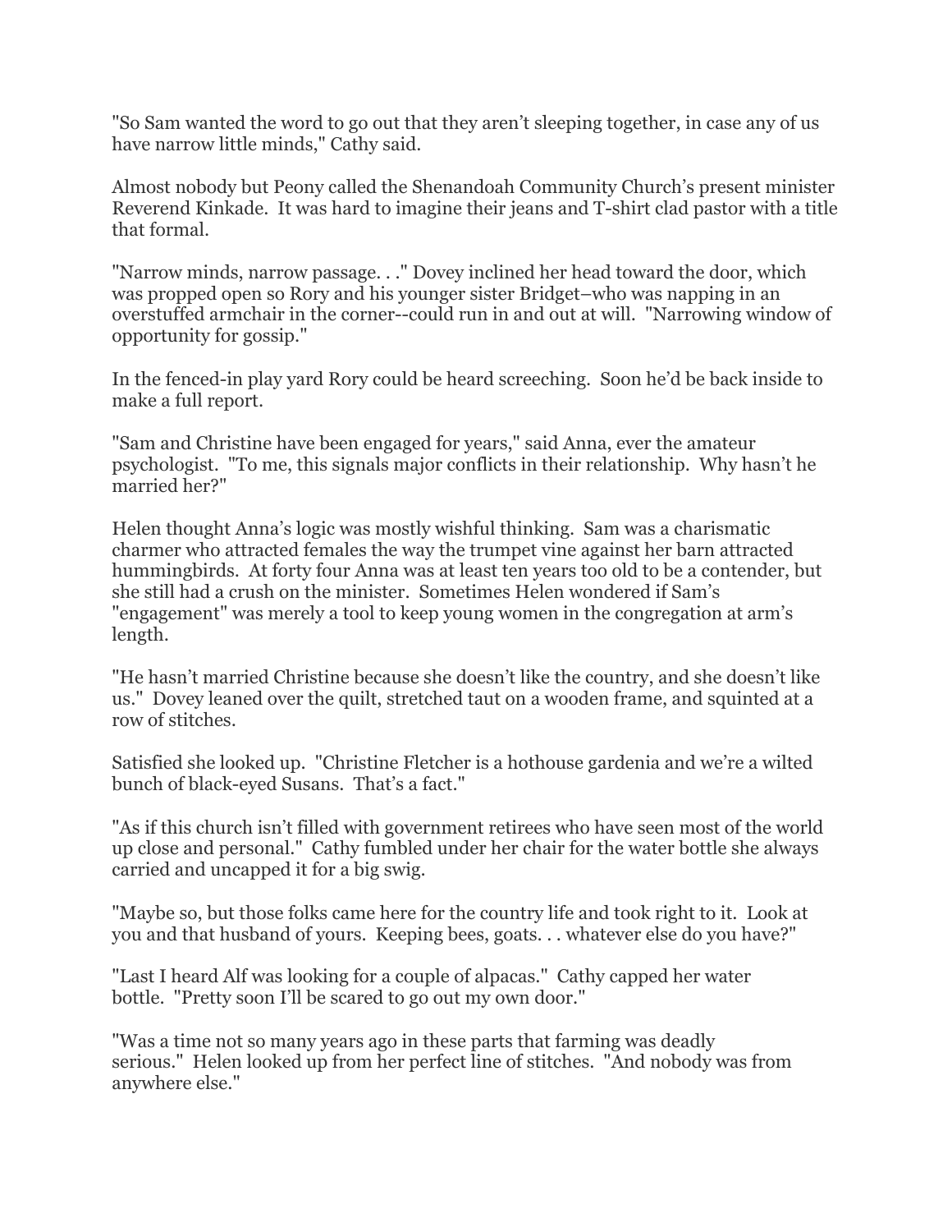"So Sam wanted the word to go out that they aren't sleeping together, in case any of us have narrow little minds," Cathy said.

Almost nobody but Peony called the Shenandoah Community Church's present minister Reverend Kinkade. It was hard to imagine their jeans and T-shirt clad pastor with a title that formal.

"Narrow minds, narrow passage. . ." Dovey inclined her head toward the door, which was propped open so Rory and his younger sister Bridget–who was napping in an overstuffed armchair in the corner--could run in and out at will. "Narrowing window of opportunity for gossip."

In the fenced-in play yard Rory could be heard screeching. Soon he'd be back inside to make a full report.

"Sam and Christine have been engaged for years," said Anna, ever the amateur psychologist. "To me, this signals major conflicts in their relationship. Why hasn't he married her?"

Helen thought Anna's logic was mostly wishful thinking. Sam was a charismatic charmer who attracted females the way the trumpet vine against her barn attracted hummingbirds. At forty four Anna was at least ten years too old to be a contender, but she still had a crush on the minister. Sometimes Helen wondered if Sam's "engagement" was merely a tool to keep young women in the congregation at arm's length.

"He hasn't married Christine because she doesn't like the country, and she doesn't like us." Dovey leaned over the quilt, stretched taut on a wooden frame, and squinted at a row of stitches.

Satisfied she looked up. "Christine Fletcher is a hothouse gardenia and we're a wilted bunch of black-eyed Susans. That's a fact."

"As if this church isn't filled with government retirees who have seen most of the world up close and personal." Cathy fumbled under her chair for the water bottle she always carried and uncapped it for a big swig.

"Maybe so, but those folks came here for the country life and took right to it. Look at you and that husband of yours. Keeping bees, goats. . . whatever else do you have?"

"Last I heard Alf was looking for a couple of alpacas." Cathy capped her water bottle. "Pretty soon I'll be scared to go out my own door."

"Was a time not so many years ago in these parts that farming was deadly serious." Helen looked up from her perfect line of stitches. "And nobody was from anywhere else."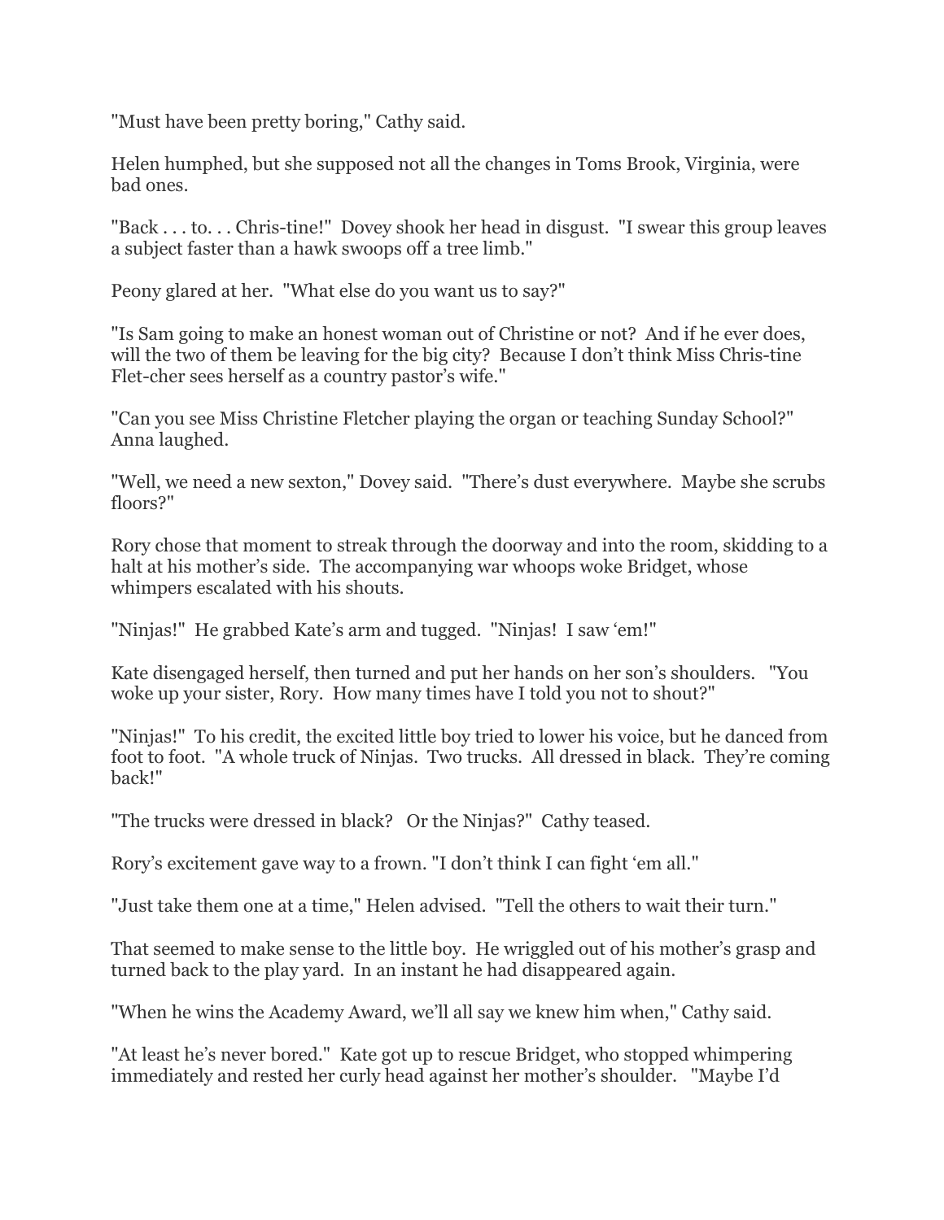"Must have been pretty boring," Cathy said.

Helen humphed, but she supposed not all the changes in Toms Brook, Virginia, were bad ones.

"Back . . . to. . . Chris-tine!" Dovey shook her head in disgust. "I swear this group leaves a subject faster than a hawk swoops off a tree limb."

Peony glared at her. "What else do you want us to say?"

"Is Sam going to make an honest woman out of Christine or not? And if he ever does, will the two of them be leaving for the big city? Because I don't think Miss Chris-tine Flet-cher sees herself as a country pastor's wife."

"Can you see Miss Christine Fletcher playing the organ or teaching Sunday School?" Anna laughed.

"Well, we need a new sexton," Dovey said. "There's dust everywhere. Maybe she scrubs floors?"

Rory chose that moment to streak through the doorway and into the room, skidding to a halt at his mother's side. The accompanying war whoops woke Bridget, whose whimpers escalated with his shouts.

"Ninjas!" He grabbed Kate's arm and tugged. "Ninjas! I saw 'em!"

Kate disengaged herself, then turned and put her hands on her son's shoulders. "You woke up your sister, Rory. How many times have I told you not to shout?"

"Ninjas!" To his credit, the excited little boy tried to lower his voice, but he danced from foot to foot. "A whole truck of Ninjas. Two trucks. All dressed in black. They're coming back!"

"The trucks were dressed in black? Or the Ninjas?" Cathy teased.

Rory's excitement gave way to a frown. "I don't think I can fight 'em all."

"Just take them one at a time," Helen advised. "Tell the others to wait their turn."

That seemed to make sense to the little boy. He wriggled out of his mother's grasp and turned back to the play yard. In an instant he had disappeared again.

"When he wins the Academy Award, we'll all say we knew him when," Cathy said.

"At least he's never bored." Kate got up to rescue Bridget, who stopped whimpering immediately and rested her curly head against her mother's shoulder. "Maybe I'd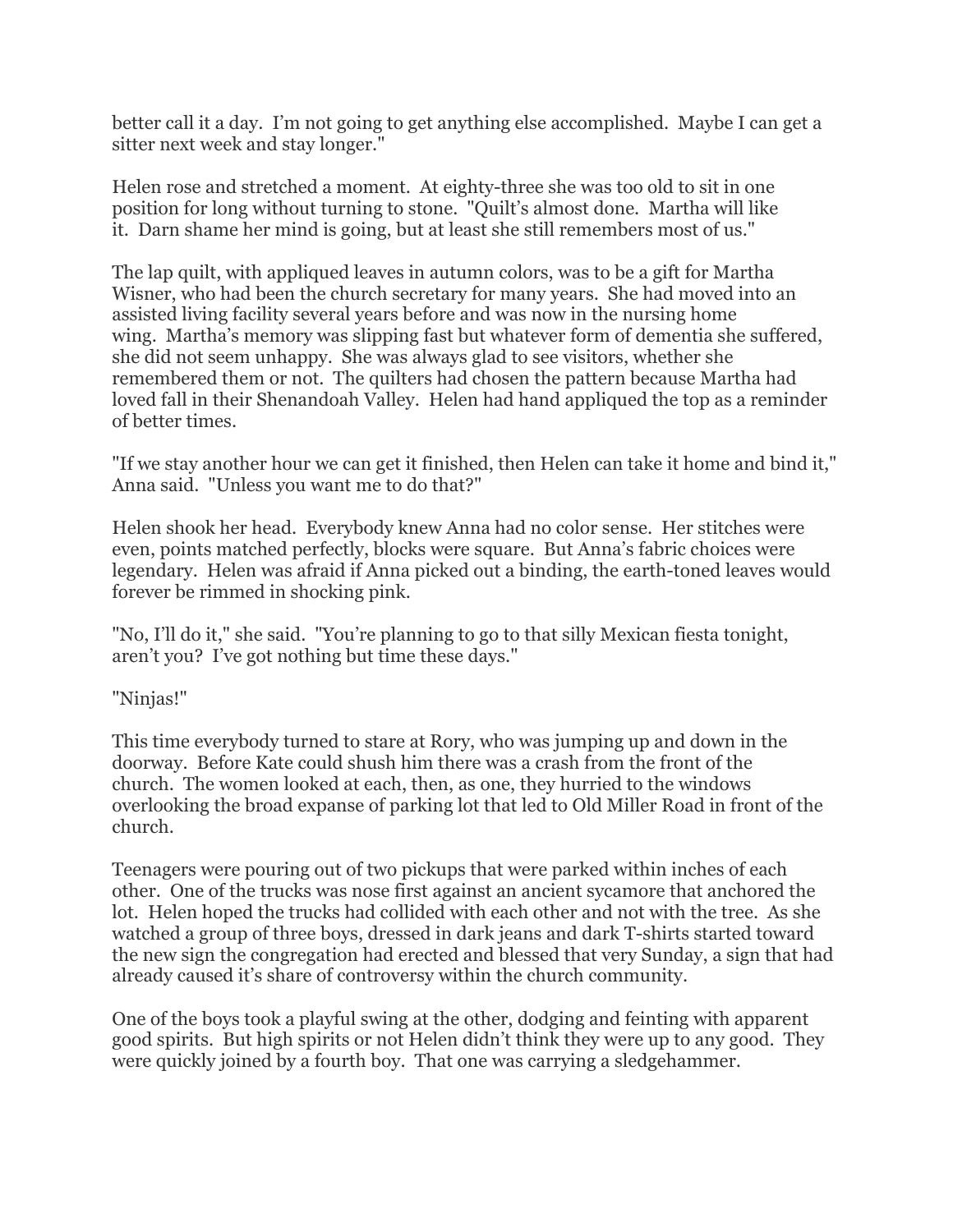better call it a day. I'm not going to get anything else accomplished. Maybe I can get a sitter next week and stay longer."

Helen rose and stretched a moment. At eighty-three she was too old to sit in one position for long without turning to stone. "Quilt's almost done. Martha will like it. Darn shame her mind is going, but at least she still remembers most of us."

The lap quilt, with appliqued leaves in autumn colors, was to be a gift for Martha Wisner, who had been the church secretary for many years. She had moved into an assisted living facility several years before and was now in the nursing home wing. Martha's memory was slipping fast but whatever form of dementia she suffered, she did not seem unhappy. She was always glad to see visitors, whether she remembered them or not. The quilters had chosen the pattern because Martha had loved fall in their Shenandoah Valley. Helen had hand appliqued the top as a reminder of better times.

"If we stay another hour we can get it finished, then Helen can take it home and bind it," Anna said. "Unless you want me to do that?"

Helen shook her head. Everybody knew Anna had no color sense. Her stitches were even, points matched perfectly, blocks were square. But Anna's fabric choices were legendary. Helen was afraid if Anna picked out a binding, the earth-toned leaves would forever be rimmed in shocking pink.

"No, I'll do it," she said. "You're planning to go to that silly Mexican fiesta tonight, aren't you? I've got nothing but time these days."

"Ninjas!"

This time everybody turned to stare at Rory, who was jumping up and down in the doorway. Before Kate could shush him there was a crash from the front of the church. The women looked at each, then, as one, they hurried to the windows overlooking the broad expanse of parking lot that led to Old Miller Road in front of the church.

Teenagers were pouring out of two pickups that were parked within inches of each other. One of the trucks was nose first against an ancient sycamore that anchored the lot. Helen hoped the trucks had collided with each other and not with the tree. As she watched a group of three boys, dressed in dark jeans and dark T-shirts started toward the new sign the congregation had erected and blessed that very Sunday, a sign that had already caused it's share of controversy within the church community.

One of the boys took a playful swing at the other, dodging and feinting with apparent good spirits. But high spirits or not Helen didn't think they were up to any good. They were quickly joined by a fourth boy. That one was carrying a sledgehammer.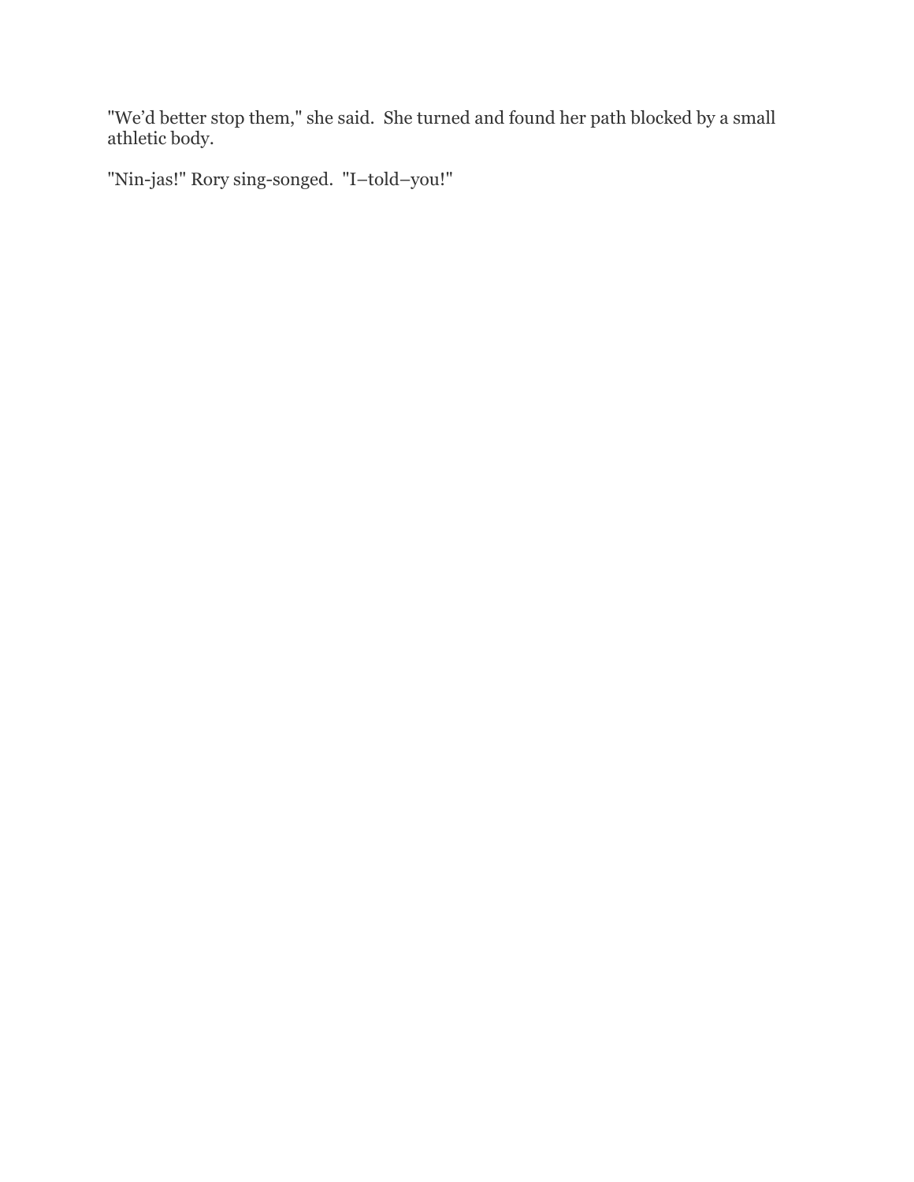"We'd better stop them," she said. She turned and found her path blocked by a small athletic body.

"Nin-jas!" Rory sing-songed. "I–told–you!"